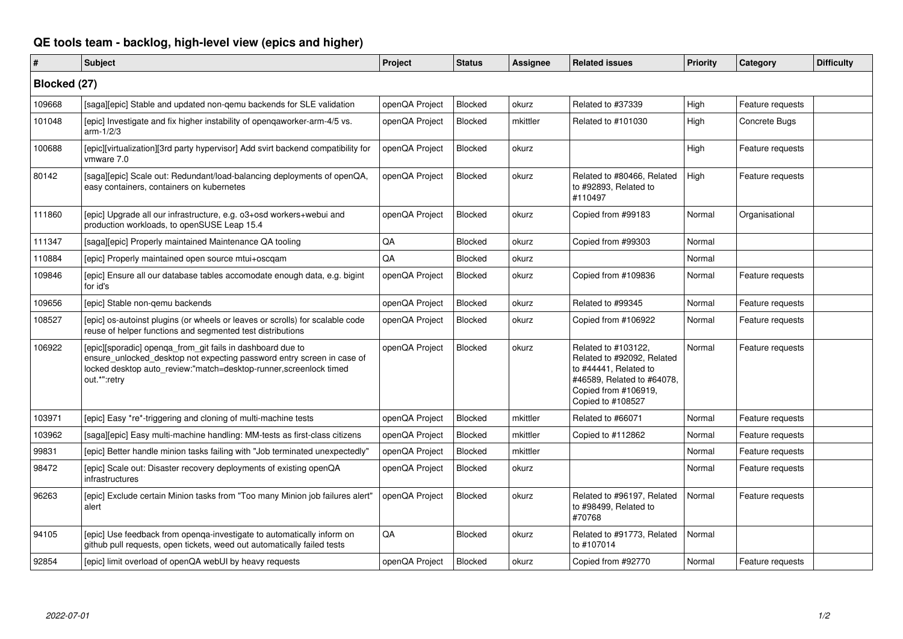# QE tools team - backlog, high-level view (epics and higher)

| # | Subject | Project | Status | Assignee | Related issues | Priority | Category | Difficulty |
|---|---|---|---|---|---|---|---|---|
| **Blocked (27)** | | | | | | | | |
| 109668 | [saga][epic] Stable and updated non-qemu backends for SLE validation | openQA Project | Blocked | okurz | Related to #37339 | High | Feature requests | |
| 101048 | [epic] Investigate and fix higher instability of openqaworker-arm-4/5 vs. arm-1/2/3 | openQA Project | Blocked | mkittler | Related to #101030 | High | Concrete Bugs | |
| 100688 | [epic][virtualization][3rd party hypervisor] Add svirt backend compatibility for vmware 7.0 | openQA Project | Blocked | okurz | | High | Feature requests | |
| 80142 | [saga][epic] Scale out: Redundant/load-balancing deployments of openQA, easy containers, containers on kubernetes | openQA Project | Blocked | okurz | Related to #80466, Related to #92893, Related to #110497 | High | Feature requests | |
| 111860 | [epic] Upgrade all our infrastructure, e.g. o3+osd workers+webui and production workloads, to openSUSE Leap 15.4 | openQA Project | Blocked | okurz | Copied from #99183 | Normal | Organisational | |
| 111347 | [saga][epic] Properly maintained Maintenance QA tooling | QA | Blocked | okurz | Copied from #99303 | Normal | | |
| 110884 | [epic] Properly maintained open source mtui+oscqam | QA | Blocked | okurz | | Normal | | |
| 109846 | [epic] Ensure all our database tables accomodate enough data, e.g. bigint for id's | openQA Project | Blocked | okurz | Copied from #109836 | Normal | Feature requests | |
| 109656 | [epic] Stable non-qemu backends | openQA Project | Blocked | okurz | Related to #99345 | Normal | Feature requests | |
| 108527 | [epic] os-autoinst plugins (or wheels or leaves or scrolls) for scalable code reuse of helper functions and segmented test distributions | openQA Project | Blocked | okurz | Copied from #106922 | Normal | Feature requests | |
| 106922 | [epic][sporadic] openqa_from_git fails in dashboard due to ensure_unlocked_desktop not expecting password entry screen in case of locked desktop auto_review:"match=desktop-runner,screenlock timed out.*":retry | openQA Project | Blocked | okurz | Related to #103122, Related to #92092, Related to #44441, Related to #46589, Related to #64078, Copied from #106919, Copied to #108527 | Normal | Feature requests | |
| 103971 | [epic] Easy *re*-triggering and cloning of multi-machine tests | openQA Project | Blocked | mkittler | Related to #66071 | Normal | Feature requests | |
| 103962 | [saga][epic] Easy multi-machine handling: MM-tests as first-class citizens | openQA Project | Blocked | mkittler | Copied to #112862 | Normal | Feature requests | |
| 99831 | [epic] Better handle minion tasks failing with "Job terminated unexpectedly" | openQA Project | Blocked | mkittler | | Normal | Feature requests | |
| 98472 | [epic] Scale out: Disaster recovery deployments of existing openQA infrastructures | openQA Project | Blocked | okurz | | Normal | Feature requests | |
| 96263 | [epic] Exclude certain Minion tasks from "Too many Minion job failures alert" alert | openQA Project | Blocked | okurz | Related to #96197, Related to #98499, Related to #70768 | Normal | Feature requests | |
| 94105 | [epic] Use feedback from openqa-investigate to automatically inform on github pull requests, open tickets, weed out automatically failed tests | QA | Blocked | okurz | Related to #91773, Related to #107014 | Normal | | |
| 92854 | [epic] limit overload of openQA webUI by heavy requests | openQA Project | Blocked | okurz | Copied from #92770 | Normal | Feature requests | |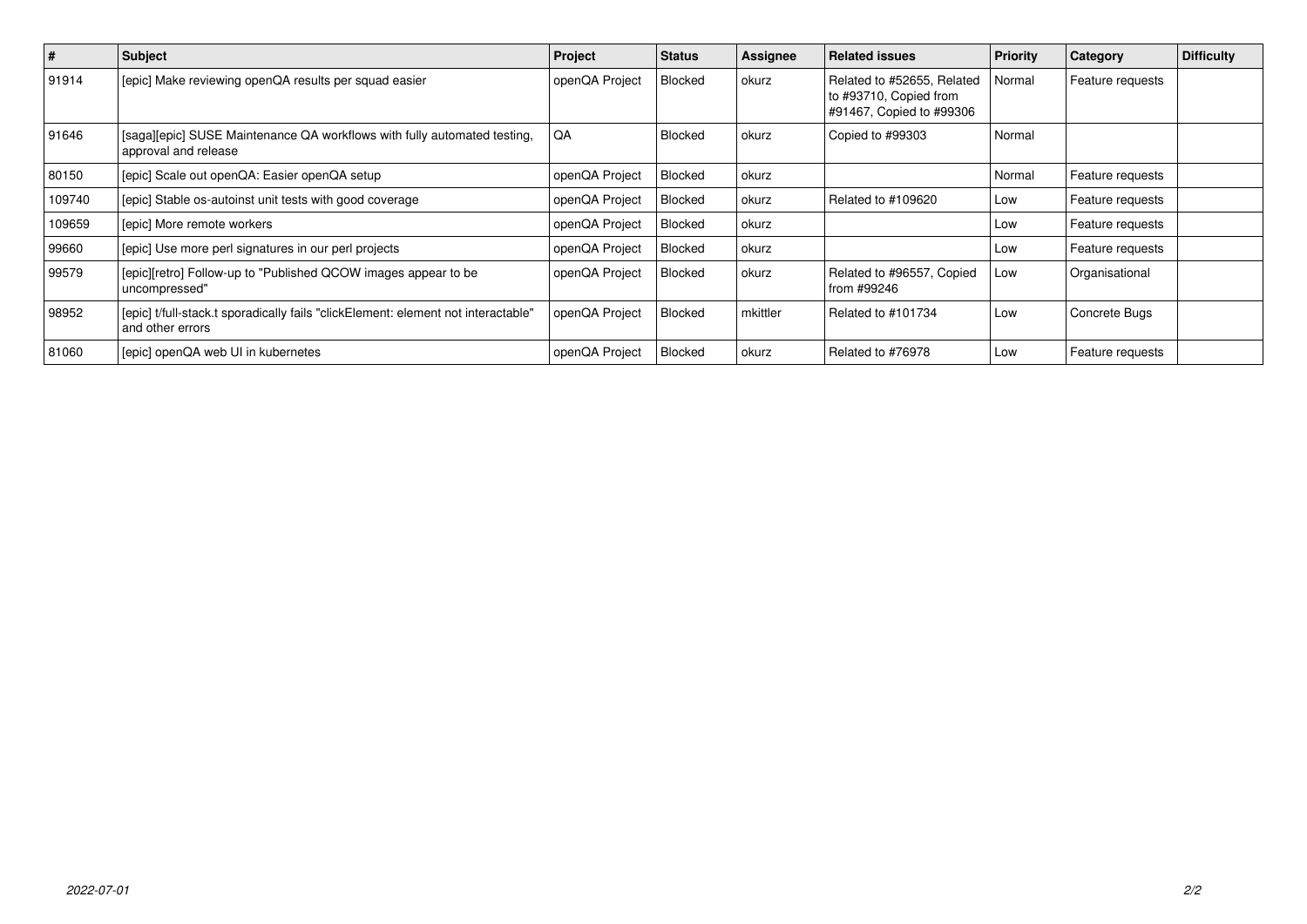| # | Subject | Project | Status | Assignee | Related issues | Priority | Category | Difficulty |
|---|---|---|---|---|---|---|---|---|
| 91914 | [epic] Make reviewing openQA results per squad easier | openQA Project | Blocked | okurz | Related to #52655, Related to #93710, Copied from #91467, Copied to #99306 | Normal | Feature requests | |
| 91646 | [saga][epic] SUSE Maintenance QA workflows with fully automated testing, approval and release | QA | Blocked | okurz | Copied to #99303 | Normal | | |
| 80150 | [epic] Scale out openQA: Easier openQA setup | openQA Project | Blocked | okurz | | Normal | Feature requests | |
| 109740 | [epic] Stable os-autoinst unit tests with good coverage | openQA Project | Blocked | okurz | Related to #109620 | Low | Feature requests | |
| 109659 | [epic] More remote workers | openQA Project | Blocked | okurz | | Low | Feature requests | |
| 99660 | [epic] Use more perl signatures in our perl projects | openQA Project | Blocked | okurz | | Low | Feature requests | |
| 99579 | [epic][retro] Follow-up to "Published QCOW images appear to be uncompressed" | openQA Project | Blocked | okurz | Related to #96557, Copied from #99246 | Low | Organisational | |
| 98952 | [epic] t/full-stack.t sporadically fails "clickElement: element not interactable" and other errors | openQA Project | Blocked | mkittler | Related to #101734 | Low | Concrete Bugs | |
| 81060 | [epic] openQA web UI in kubernetes | openQA Project | Blocked | okurz | Related to #76978 | Low | Feature requests | |

*2022-07-01*